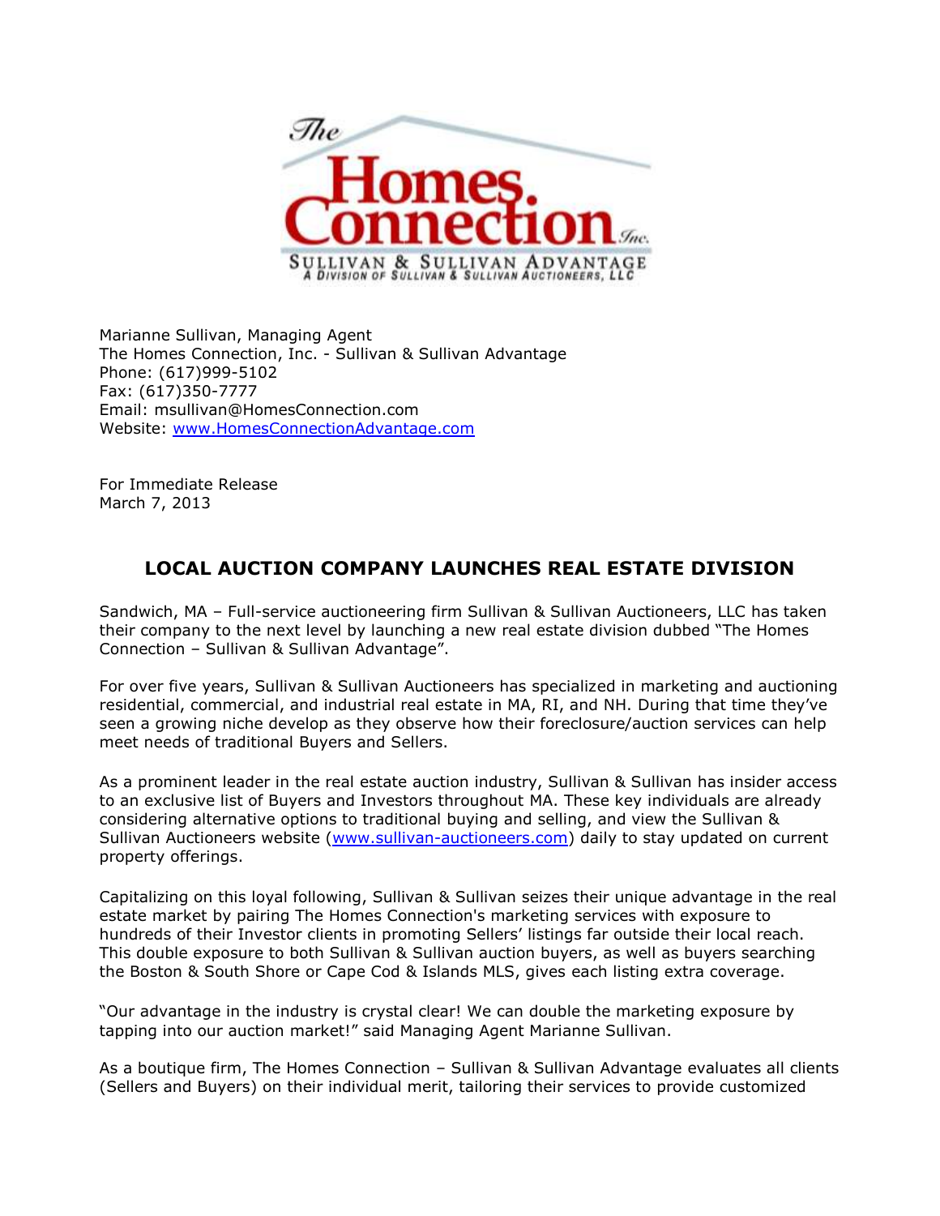The Homes Connection Inc.
SULLIVAN & SULLIVAN ADVANTAGE
A DIVISION OF SULLIVAN & SULLIVAN AUCTIONEERS, LLC

Marianne Sullivan, Managing Agent
The Homes Connection, Inc. - Sullivan & Sullivan Advantage
Phone: (617)999-5102
Fax: (617)350-7777
Email: msullivan@HomesConnection.com
Website: [www.HomesConnectionAdvantage.com](http://www.HomesConnectionAdvantage.com)

For Immediate Release
March 7, 2013

# LOCAL AUCTION COMPANY LAUNCHES REAL ESTATE DIVISION

Sandwich, MA – Full-service auctioneering firm Sullivan & Sullivan Auctioneers, LLC has taken their company to the next level by launching a new real estate division dubbed "The Homes Connection – Sullivan & Sullivan Advantage".

For over five years, Sullivan & Sullivan Auctioneers has specialized in marketing and auctioning residential, commercial, and industrial real estate in MA, RI, and NH. During that time they've seen a growing niche develop as they observe how their foreclosure/auction services can help meet needs of traditional Buyers and Sellers.

As a prominent leader in the real estate auction industry, Sullivan & Sullivan has insider access to an exclusive list of Buyers and Investors throughout MA. These key individuals are already considering alternative options to traditional buying and selling, and view the Sullivan & Sullivan Auctioneers website ([www.sullivan-auctioneers.com](http://www.sullivan-auctioneers.com)) daily to stay updated on current property offerings.

Capitalizing on this loyal following, Sullivan & Sullivan seizes their unique advantage in the real estate market by pairing The Homes Connection's marketing services with exposure to hundreds of their Investor clients in promoting Sellers' listings far outside their local reach. This double exposure to both Sullivan & Sullivan auction buyers, as well as buyers searching the Boston & South Shore or Cape Cod & Islands MLS, gives each listing extra coverage.

"Our advantage in the industry is crystal clear! We can double the marketing exposure by tapping into our auction market!" said Managing Agent Marianne Sullivan.

As a boutique firm, The Homes Connection – Sullivan & Sullivan Advantage evaluates all clients (Sellers and Buyers) on their individual merit, tailoring their services to provide customized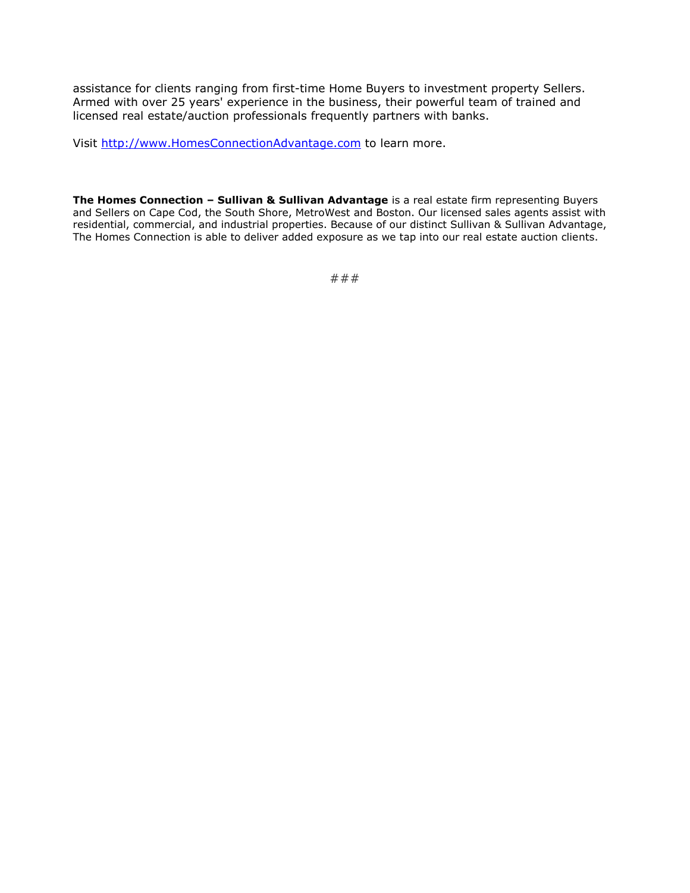assistance for clients ranging from first-time Home Buyers to investment property Sellers. Armed with over 25 years' experience in the business, their powerful team of trained and licensed real estate/auction professionals frequently partners with banks.

Visit [http://www.HomesConnectionAdvantage.com](http://www.HomesConnectionAdvantage.com) to learn more.

**The Homes Connection – Sullivan & Sullivan Advantage** is a real estate firm representing Buyers and Sellers on Cape Cod, the South Shore, MetroWest and Boston. Our licensed sales agents assist with residential, commercial, and industrial properties. Because of our distinct Sullivan & Sullivan Advantage, The Homes Connection is able to deliver added exposure as we tap into our real estate auction clients.

###